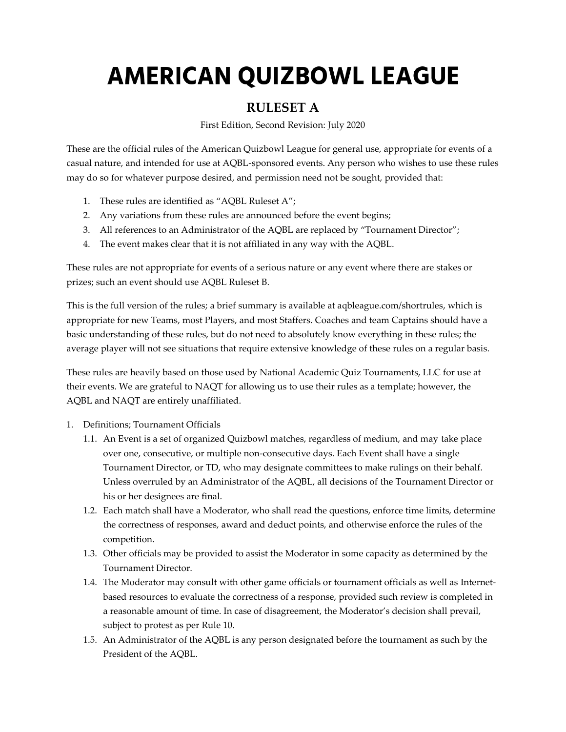# AMERICAN QUIZBOWL LEAGUE

## RULESET A

First Edition, Second Revision: July 2020

These are the official rules of the American Quizbowl League for general use, appropriate for events of a casual nature, and intended for use at AQBL-sponsored events. Any person who wishes to use these rules may do so for whatever purpose desired, and permission need not be sought, provided that:

1. These rules are identified as "AQBL Ruleset A";
2. Any variations from these rules are announced before the event begins;
3. All references to an Administrator of the AQBL are replaced by "Tournament Director";
4. The event makes clear that it is not affiliated in any way with the AQBL.

These rules are not appropriate for events of a serious nature or any event where there are stakes or prizes; such an event should use AQBL Ruleset B.

This is the full version of the rules; a brief summary is available at aqbleague.com/shortrules, which is appropriate for new Teams, most Players, and most Staffers. Coaches and team Captains should have a basic understanding of these rules, but do not need to absolutely know everything in these rules; the average player will not see situations that require extensive knowledge of these rules on a regular basis.

These rules are heavily based on those used by National Academic Quiz Tournaments, LLC for use at their events. We are grateful to NAQT for allowing us to use their rules as a template; however, the AQBL and NAQT are entirely unaffiliated.

1. Definitions; Tournament Officials
   1.1. An Event is a set of organized Quizbowl matches, regardless of medium, and may take place over one, consecutive, or multiple non-consecutive days. Each Event shall have a single Tournament Director, or TD, who may designate committees to make rulings on their behalf. Unless overruled by an Administrator of the AQBL, all decisions of the Tournament Director or his or her designees are final.
   1.2. Each match shall have a Moderator, who shall read the questions, enforce time limits, determine the correctness of responses, award and deduct points, and otherwise enforce the rules of the competition.
   1.3. Other officials may be provided to assist the Moderator in some capacity as determined by the Tournament Director.
   1.4. The Moderator may consult with other game officials or tournament officials as well as Internet-based resources to evaluate the correctness of a response, provided such review is completed in a reasonable amount of time. In case of disagreement, the Moderator's decision shall prevail, subject to protest as per Rule 10.
   1.5. An Administrator of the AQBL is any person designated before the tournament as such by the President of the AQBL.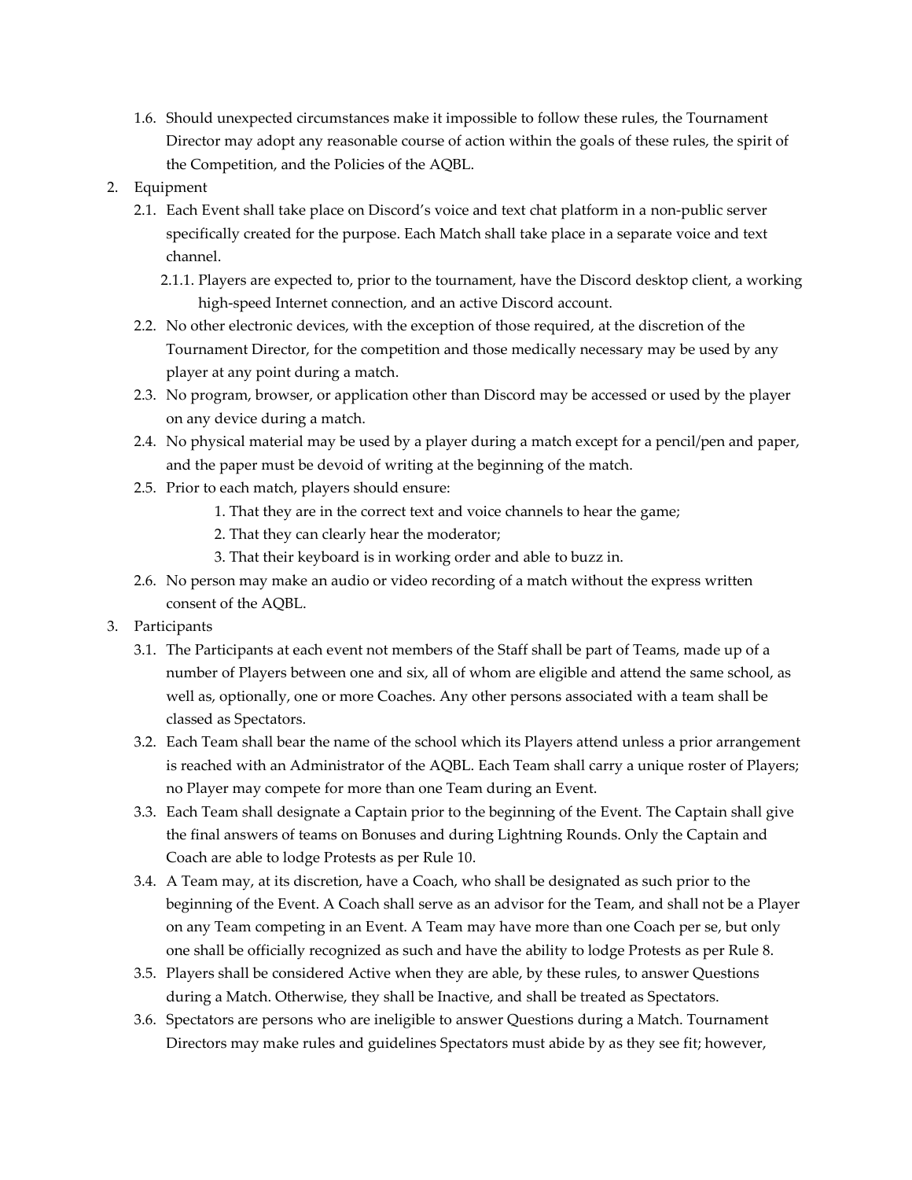1.6. Should unexpected circumstances make it impossible to follow these rules, the Tournament Director may adopt any reasonable course of action within the goals of these rules, the spirit of the Competition, and the Policies of the AQBL.

2. Equipment
   - 2.1. Each Event shall take place on Discord's voice and text chat platform in a non-public server specifically created for the purpose. Each Match shall take place in a separate voice and text channel.
     - 2.1.1. Players are expected to, prior to the tournament, have the Discord desktop client, a working high-speed Internet connection, and an active Discord account.
   - 2.2. No other electronic devices, with the exception of those required, at the discretion of the Tournament Director, for the competition and those medically necessary may be used by any player at any point during a match.
   - 2.3. No program, browser, or application other than Discord may be accessed or used by the player on any device during a match.
   - 2.4. No physical material may be used by a player during a match except for a pencil/pen and paper, and the paper must be devoid of writing at the beginning of the match.
   - 2.5. Prior to each match, players should ensure:
     1. That they are in the correct text and voice channels to hear the game;
     2. That they can clearly hear the moderator;
     3. That their keyboard is in working order and able to buzz in.
   - 2.6. No person may make an audio or video recording of a match without the express written consent of the AQBL.

3. Participants
   - 3.1. The Participants at each event not members of the Staff shall be part of Teams, made up of a number of Players between one and six, all of whom are eligible and attend the same school, as well as, optionally, one or more Coaches. Any other persons associated with a team shall be classed as Spectators.
   - 3.2. Each Team shall bear the name of the school which its Players attend unless a prior arrangement is reached with an Administrator of the AQBL. Each Team shall carry a unique roster of Players; no Player may compete for more than one Team during an Event.
   - 3.3. Each Team shall designate a Captain prior to the beginning of the Event. The Captain shall give the final answers of teams on Bonuses and during Lightning Rounds. Only the Captain and Coach are able to lodge Protests as per Rule 10.
   - 3.4. A Team may, at its discretion, have a Coach, who shall be designated as such prior to the beginning of the Event. A Coach shall serve as an advisor for the Team, and shall not be a Player on any Team competing in an Event. A Team may have more than one Coach per se, but only one shall be officially recognized as such and have the ability to lodge Protests as per Rule 8.
   - 3.5. Players shall be considered Active when they are able, by these rules, to answer Questions during a Match. Otherwise, they shall be Inactive, and shall be treated as Spectators.
   - 3.6. Spectators are persons who are ineligible to answer Questions during a Match. Tournament Directors may make rules and guidelines Spectators must abide by as they see fit; however,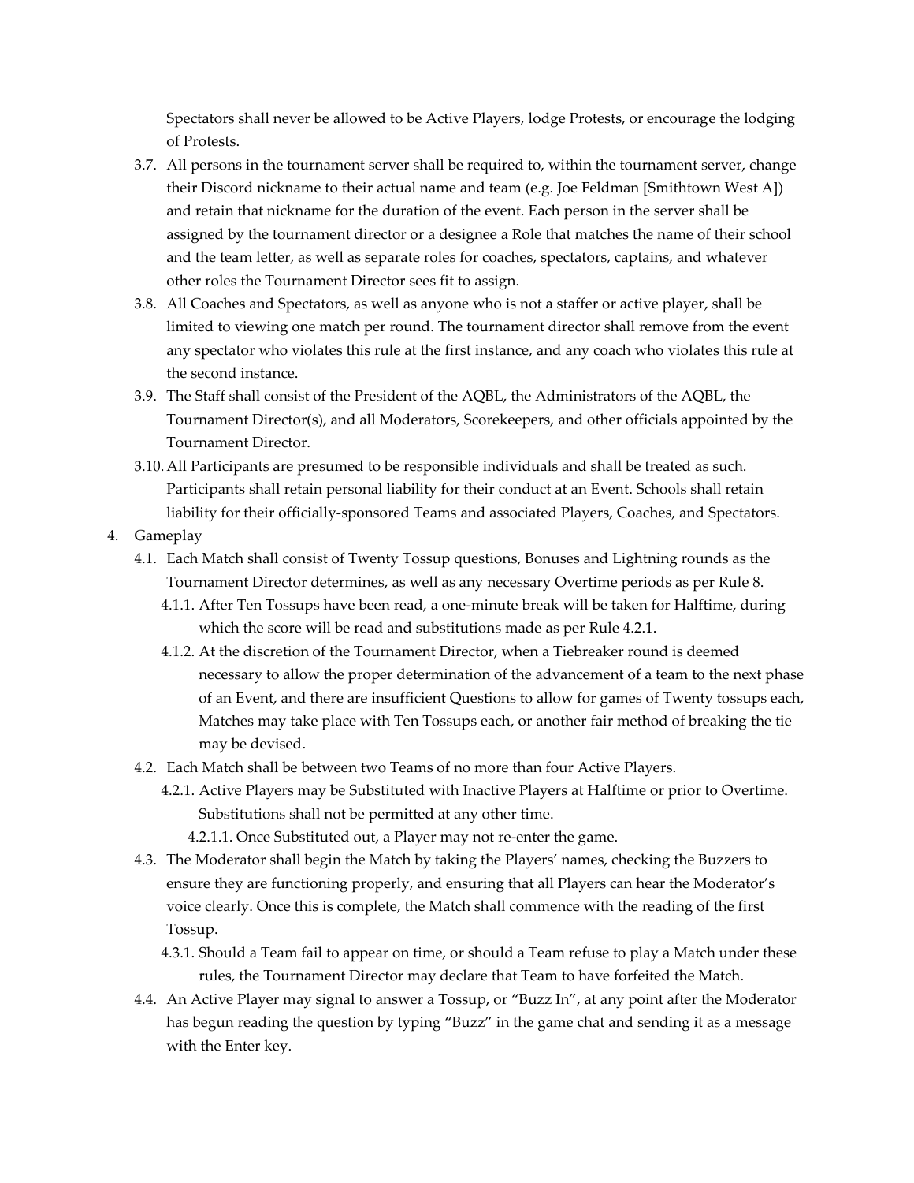Spectators shall never be allowed to be Active Players, lodge Protests, or encourage the lodging of Protests.

3.7. All persons in the tournament server shall be required to, within the tournament server, change their Discord nickname to their actual name and team (e.g. Joe Feldman [Smithtown West A]) and retain that nickname for the duration of the event. Each person in the server shall be assigned by the tournament director or a designee a Role that matches the name of their school and the team letter, as well as separate roles for coaches, spectators, captains, and whatever other roles the Tournament Director sees fit to assign.

3.8. All Coaches and Spectators, as well as anyone who is not a staffer or active player, shall be limited to viewing one match per round. The tournament director shall remove from the event any spectator who violates this rule at the first instance, and any coach who violates this rule at the second instance.

3.9. The Staff shall consist of the President of the AQBL, the Administrators of the AQBL, the Tournament Director(s), and all Moderators, Scorekeepers, and other officials appointed by the Tournament Director.

3.10. All Participants are presumed to be responsible individuals and shall be treated as such. Participants shall retain personal liability for their conduct at an Event. Schools shall retain liability for their officially-sponsored Teams and associated Players, Coaches, and Spectators.

4. Gameplay

4.1. Each Match shall consist of Twenty Tossup questions, Bonuses and Lightning rounds as the Tournament Director determines, as well as any necessary Overtime periods as per Rule 8.

4.1.1. After Ten Tossups have been read, a one-minute break will be taken for Halftime, during which the score will be read and substitutions made as per Rule 4.2.1.

4.1.2. At the discretion of the Tournament Director, when a Tiebreaker round is deemed necessary to allow the proper determination of the advancement of a team to the next phase of an Event, and there are insufficient Questions to allow for games of Twenty tossups each, Matches may take place with Ten Tossups each, or another fair method of breaking the tie may be devised.

4.2. Each Match shall be between two Teams of no more than four Active Players.

4.2.1. Active Players may be Substituted with Inactive Players at Halftime or prior to Overtime. Substitutions shall not be permitted at any other time.

4.2.1.1. Once Substituted out, a Player may not re-enter the game.

4.3. The Moderator shall begin the Match by taking the Players' names, checking the Buzzers to ensure they are functioning properly, and ensuring that all Players can hear the Moderator's voice clearly. Once this is complete, the Match shall commence with the reading of the first Tossup.

4.3.1. Should a Team fail to appear on time, or should a Team refuse to play a Match under these rules, the Tournament Director may declare that Team to have forfeited the Match.

4.4. An Active Player may signal to answer a Tossup, or "Buzz In", at any point after the Moderator has begun reading the question by typing "Buzz" in the game chat and sending it as a message with the Enter key.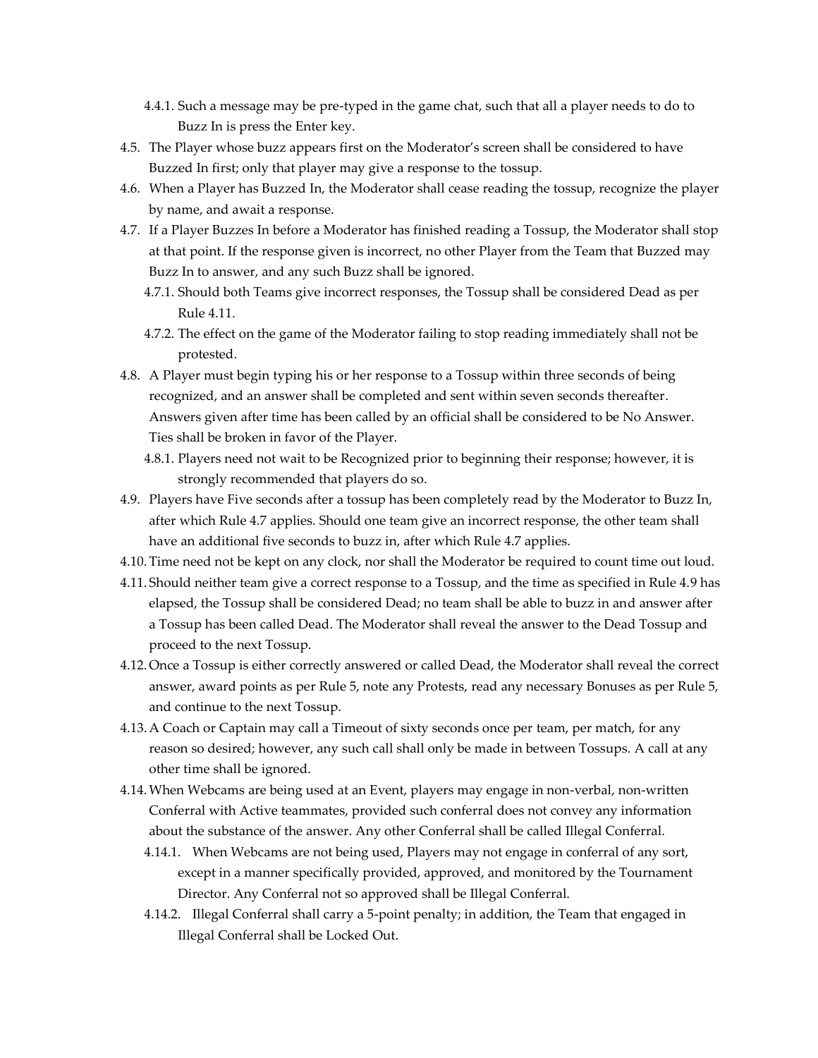- 4.4.1. Such a message may be pre-typed in the game chat, such that all a player needs to do to Buzz In is press the Enter key.

4.5. The Player whose buzz appears first on the Moderator's screen shall be considered to have Buzzed In first; only that player may give a response to the tossup.

4.6. When a Player has Buzzed In, the Moderator shall cease reading the tossup, recognize the player by name, and await a response.

4.7. If a Player Buzzes In before a Moderator has finished reading a Tossup, the Moderator shall stop at that point. If the response given is incorrect, no other Player from the Team that Buzzed may Buzz In to answer, and any such Buzz shall be ignored.

- 4.7.1. Should both Teams give incorrect responses, the Tossup shall be considered Dead as per Rule 4.11.
- 4.7.2. The effect on the game of the Moderator failing to stop reading immediately shall not be protested.

4.8. A Player must begin typing his or her response to a Tossup within three seconds of being recognized, and an answer shall be completed and sent within seven seconds thereafter. Answers given after time has been called by an official shall be considered to be No Answer. Ties shall be broken in favor of the Player.

- 4.8.1. Players need not wait to be Recognized prior to beginning their response; however, it is strongly recommended that players do so.

4.9. Players have Five seconds after a tossup has been completely read by the Moderator to Buzz In, after which Rule 4.7 applies. Should one team give an incorrect response, the other team shall have an additional five seconds to buzz in, after which Rule 4.7 applies.

4.10. Time need not be kept on any clock, nor shall the Moderator be required to count time out loud.

4.11. Should neither team give a correct response to a Tossup, and the time as specified in Rule 4.9 has elapsed, the Tossup shall be considered Dead; no team shall be able to buzz in and answer after a Tossup has been called Dead. The Moderator shall reveal the answer to the Dead Tossup and proceed to the next Tossup.

4.12. Once a Tossup is either correctly answered or called Dead, the Moderator shall reveal the correct answer, award points as per Rule 5, note any Protests, read any necessary Bonuses as per Rule 5, and continue to the next Tossup.

4.13. A Coach or Captain may call a Timeout of sixty seconds once per team, per match, for any reason so desired; however, any such call shall only be made in between Tossups. A call at any other time shall be ignored.

4.14. When Webcams are being used at an Event, players may engage in non-verbal, non-written Conferral with Active teammates, provided such conferral does not convey any information about the substance of the answer. Any other Conferral shall be called Illegal Conferral.

- 4.14.1. When Webcams are not being used, Players may not engage in conferral of any sort, except in a manner specifically provided, approved, and monitored by the Tournament Director. Any Conferral not so approved shall be Illegal Conferral.
- 4.14.2. Illegal Conferral shall carry a 5-point penalty; in addition, the Team that engaged in Illegal Conferral shall be Locked Out.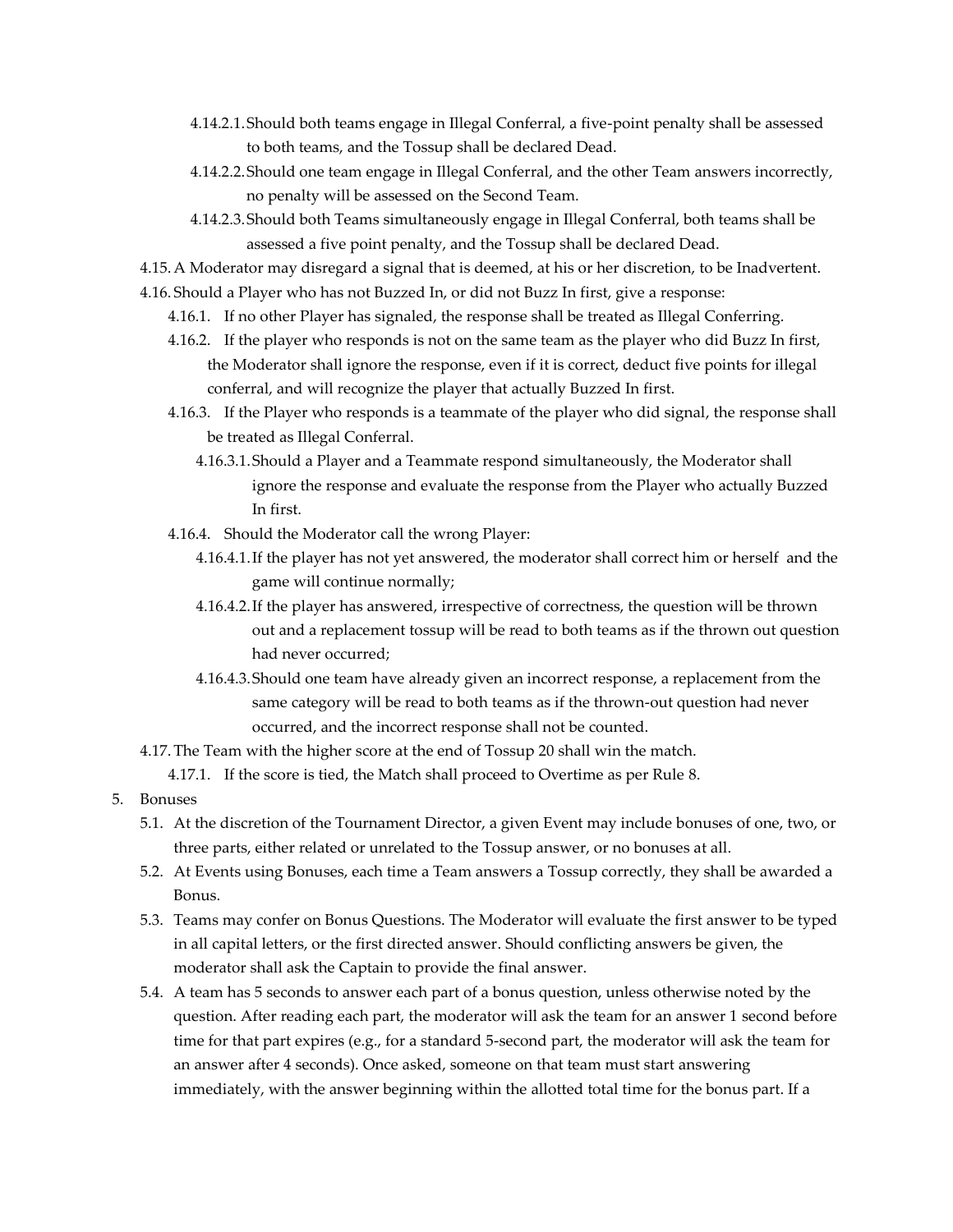- 4.14.2.1. Should both teams engage in Illegal Conferral, a five-point penalty shall be assessed to both teams, and the Tossup shall be declared Dead.
- 4.14.2.2. Should one team engage in Illegal Conferral, and the other Team answers incorrectly, no penalty will be assessed on the Second Team.
- 4.14.2.3. Should both Teams simultaneously engage in Illegal Conferral, both teams shall be assessed a five point penalty, and the Tossup shall be declared Dead.

4.15. A Moderator may disregard a signal that is deemed, at his or her discretion, to be Inadvertent.

4.16. Should a Player who has not Buzzed In, or did not Buzz In first, give a response:

- 4.16.1. If no other Player has signaled, the response shall be treated as Illegal Conferring.
- 4.16.2. If the player who responds is not on the same team as the player who did Buzz In first, the Moderator shall ignore the response, even if it is correct, deduct five points for illegal conferral, and will recognize the player that actually Buzzed In first.
- 4.16.3. If the Player who responds is a teammate of the player who did signal, the response shall be treated as Illegal Conferral.
  - 4.16.3.1. Should a Player and a Teammate respond simultaneously, the Moderator shall ignore the response and evaluate the response from the Player who actually Buzzed In first.
- 4.16.4. Should the Moderator call the wrong Player:
  - 4.16.4.1. If the player has not yet answered, the moderator shall correct him or herself and the game will continue normally;
  - 4.16.4.2. If the player has answered, irrespective of correctness, the question will be thrown out and a replacement tossup will be read to both teams as if the thrown out question had never occurred;
  - 4.16.4.3. Should one team have already given an incorrect response, a replacement from the same category will be read to both teams as if the thrown-out question had never occurred, and the incorrect response shall not be counted.

4.17. The Team with the higher score at the end of Tossup 20 shall win the match.

- 4.17.1. If the score is tied, the Match shall proceed to Overtime as per Rule 8.

5. Bonuses

5.1. At the discretion of the Tournament Director, a given Event may include bonuses of one, two, or three parts, either related or unrelated to the Tossup answer, or no bonuses at all.

5.2. At Events using Bonuses, each time a Team answers a Tossup correctly, they shall be awarded a Bonus.

5.3. Teams may confer on Bonus Questions. The Moderator will evaluate the first answer to be typed in all capital letters, or the first directed answer. Should conflicting answers be given, the moderator shall ask the Captain to provide the final answer.

5.4. A team has 5 seconds to answer each part of a bonus question, unless otherwise noted by the question. After reading each part, the moderator will ask the team for an answer 1 second before time for that part expires (e.g., for a standard 5-second part, the moderator will ask the team for an answer after 4 seconds). Once asked, someone on that team must start answering immediately, with the answer beginning within the allotted total time for the bonus part. If a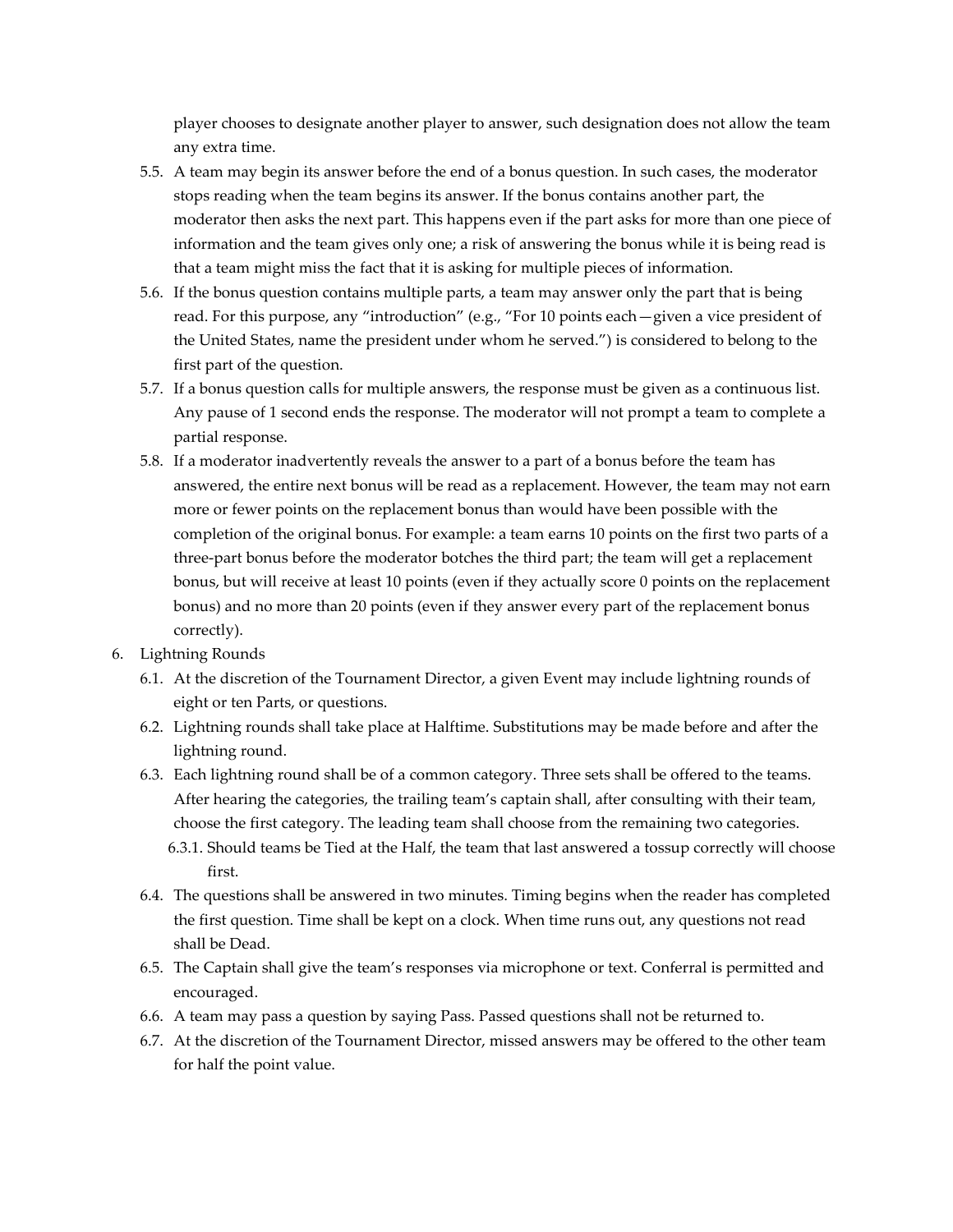player chooses to designate another player to answer, such designation does not allow the team any extra time.

- 5.5. A team may begin its answer before the end of a bonus question. In such cases, the moderator stops reading when the team begins its answer. If the bonus contains another part, the moderator then asks the next part. This happens even if the part asks for more than one piece of information and the team gives only one; a risk of answering the bonus while it is being read is that a team might miss the fact that it is asking for multiple pieces of information.
- 5.6. If the bonus question contains multiple parts, a team may answer only the part that is being read. For this purpose, any "introduction" (e.g., "For 10 points each—given a vice president of the United States, name the president under whom he served.") is considered to belong to the first part of the question.
- 5.7. If a bonus question calls for multiple answers, the response must be given as a continuous list. Any pause of 1 second ends the response. The moderator will not prompt a team to complete a partial response.
- 5.8. If a moderator inadvertently reveals the answer to a part of a bonus before the team has answered, the entire next bonus will be read as a replacement. However, the team may not earn more or fewer points on the replacement bonus than would have been possible with the completion of the original bonus. For example: a team earns 10 points on the first two parts of a three-part bonus before the moderator botches the third part; the team will get a replacement bonus, but will receive at least 10 points (even if they actually score 0 points on the replacement bonus) and no more than 20 points (even if they answer every part of the replacement bonus correctly).

6. Lightning Rounds
   - 6.1. At the discretion of the Tournament Director, a given Event may include lightning rounds of eight or ten Parts, or questions.
   - 6.2. Lightning rounds shall take place at Halftime. Substitutions may be made before and after the lightning round.
   - 6.3. Each lightning round shall be of a common category. Three sets shall be offered to the teams. After hearing the categories, the trailing team's captain shall, after consulting with their team, choose the first category. The leading team shall choose from the remaining two categories.
     - 6.3.1. Should teams be Tied at the Half, the team that last answered a tossup correctly will choose first.
   - 6.4. The questions shall be answered in two minutes. Timing begins when the reader has completed the first question. Time shall be kept on a clock. When time runs out, any questions not read shall be Dead.
   - 6.5. The Captain shall give the team's responses via microphone or text. Conferral is permitted and encouraged.
   - 6.6. A team may pass a question by saying Pass. Passed questions shall not be returned to.
   - 6.7. At the discretion of the Tournament Director, missed answers may be offered to the other team for half the point value.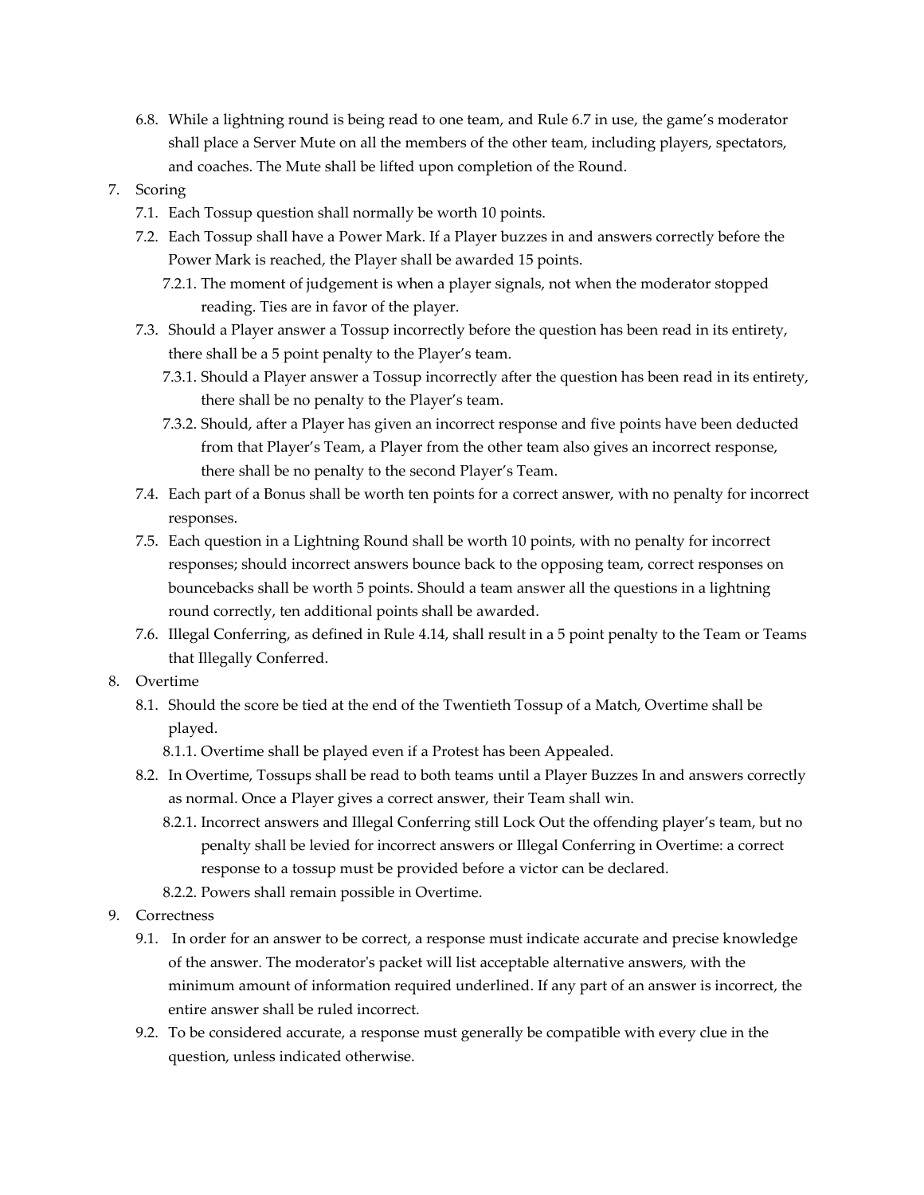6.8. While a lightning round is being read to one team, and Rule 6.7 in use, the game's moderator shall place a Server Mute on all the members of the other team, including players, spectators, and coaches. The Mute shall be lifted upon completion of the Round.

7. Scoring
    - 7.1. Each Tossup question shall normally be worth 10 points.
    - 7.2. Each Tossup shall have a Power Mark. If a Player buzzes in and answers correctly before the Power Mark is reached, the Player shall be awarded 15 points.
        - 7.2.1. The moment of judgement is when a player signals, not when the moderator stopped reading. Ties are in favor of the player.
    - 7.3. Should a Player answer a Tossup incorrectly before the question has been read in its entirety, there shall be a 5 point penalty to the Player's team.
        - 7.3.1. Should a Player answer a Tossup incorrectly after the question has been read in its entirety, there shall be no penalty to the Player's team.
        - 7.3.2. Should, after a Player has given an incorrect response and five points have been deducted from that Player's Team, a Player from the other team also gives an incorrect response, there shall be no penalty to the second Player's Team.
    - 7.4. Each part of a Bonus shall be worth ten points for a correct answer, with no penalty for incorrect responses.
    - 7.5. Each question in a Lightning Round shall be worth 10 points, with no penalty for incorrect responses; should incorrect answers bounce back to the opposing team, correct responses on bouncebacks shall be worth 5 points. Should a team answer all the questions in a lightning round correctly, ten additional points shall be awarded.
    - 7.6. Illegal Conferring, as defined in Rule 4.14, shall result in a 5 point penalty to the Team or Teams that Illegally Conferred.

8. Overtime
    - 8.1. Should the score be tied at the end of the Twentieth Tossup of a Match, Overtime shall be played.
        - 8.1.1. Overtime shall be played even if a Protest has been Appealed.
    - 8.2. In Overtime, Tossups shall be read to both teams until a Player Buzzes In and answers correctly as normal. Once a Player gives a correct answer, their Team shall win.
        - 8.2.1. Incorrect answers and Illegal Conferring still Lock Out the offending player's team, but no penalty shall be levied for incorrect answers or Illegal Conferring in Overtime: a correct response to a tossup must be provided before a victor can be declared.
        - 8.2.2. Powers shall remain possible in Overtime.

9. Correctness
    - 9.1. In order for an answer to be correct, a response must indicate accurate and precise knowledge of the answer. The moderator's packet will list acceptable alternative answers, with the minimum amount of information required underlined. If any part of an answer is incorrect, the entire answer shall be ruled incorrect.
    - 9.2. To be considered accurate, a response must generally be compatible with every clue in the question, unless indicated otherwise.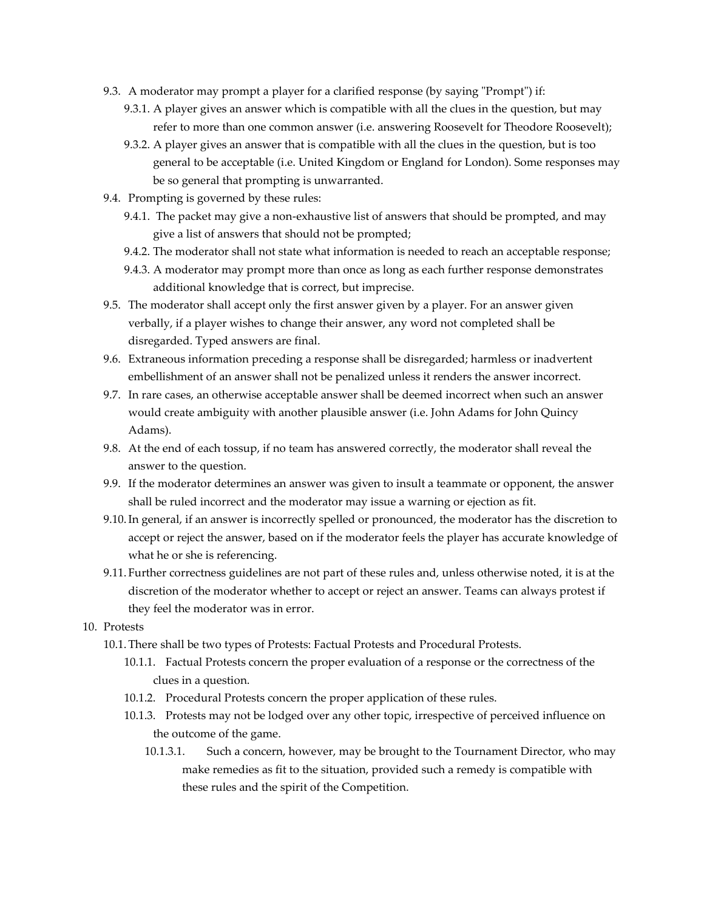- 9.3. A moderator may prompt a player for a clarified response (by saying "Prompt") if:
  - 9.3.1. A player gives an answer which is compatible with all the clues in the question, but may refer to more than one common answer (i.e. answering Roosevelt for Theodore Roosevelt);
  - 9.3.2. A player gives an answer that is compatible with all the clues in the question, but is too general to be acceptable (i.e. United Kingdom or England for London). Some responses may be so general that prompting is unwarranted.
- 9.4. Prompting is governed by these rules:
  - 9.4.1. The packet may give a non-exhaustive list of answers that should be prompted, and may give a list of answers that should not be prompted;
  - 9.4.2. The moderator shall not state what information is needed to reach an acceptable response;
  - 9.4.3. A moderator may prompt more than once as long as each further response demonstrates additional knowledge that is correct, but imprecise.
- 9.5. The moderator shall accept only the first answer given by a player. For an answer given verbally, if a player wishes to change their answer, any word not completed shall be disregarded. Typed answers are final.
- 9.6. Extraneous information preceding a response shall be disregarded; harmless or inadvertent embellishment of an answer shall not be penalized unless it renders the answer incorrect.
- 9.7. In rare cases, an otherwise acceptable answer shall be deemed incorrect when such an answer would create ambiguity with another plausible answer (i.e. John Adams for John Quincy Adams).
- 9.8. At the end of each tossup, if no team has answered correctly, the moderator shall reveal the answer to the question.
- 9.9. If the moderator determines an answer was given to insult a teammate or opponent, the answer shall be ruled incorrect and the moderator may issue a warning or ejection as fit.
- 9.10. In general, if an answer is incorrectly spelled or pronounced, the moderator has the discretion to accept or reject the answer, based on if the moderator feels the player has accurate knowledge of what he or she is referencing.
- 9.11. Further correctness guidelines are not part of these rules and, unless otherwise noted, it is at the discretion of the moderator whether to accept or reject an answer. Teams can always protest if they feel the moderator was in error.

10. Protests
- 10.1. There shall be two types of Protests: Factual Protests and Procedural Protests.
  - 10.1.1. Factual Protests concern the proper evaluation of a response or the correctness of the clues in a question.
  - 10.1.2. Procedural Protests concern the proper application of these rules.
  - 10.1.3. Protests may not be lodged over any other topic, irrespective of perceived influence on the outcome of the game.
    - 10.1.3.1. Such a concern, however, may be brought to the Tournament Director, who may make remedies as fit to the situation, provided such a remedy is compatible with these rules and the spirit of the Competition.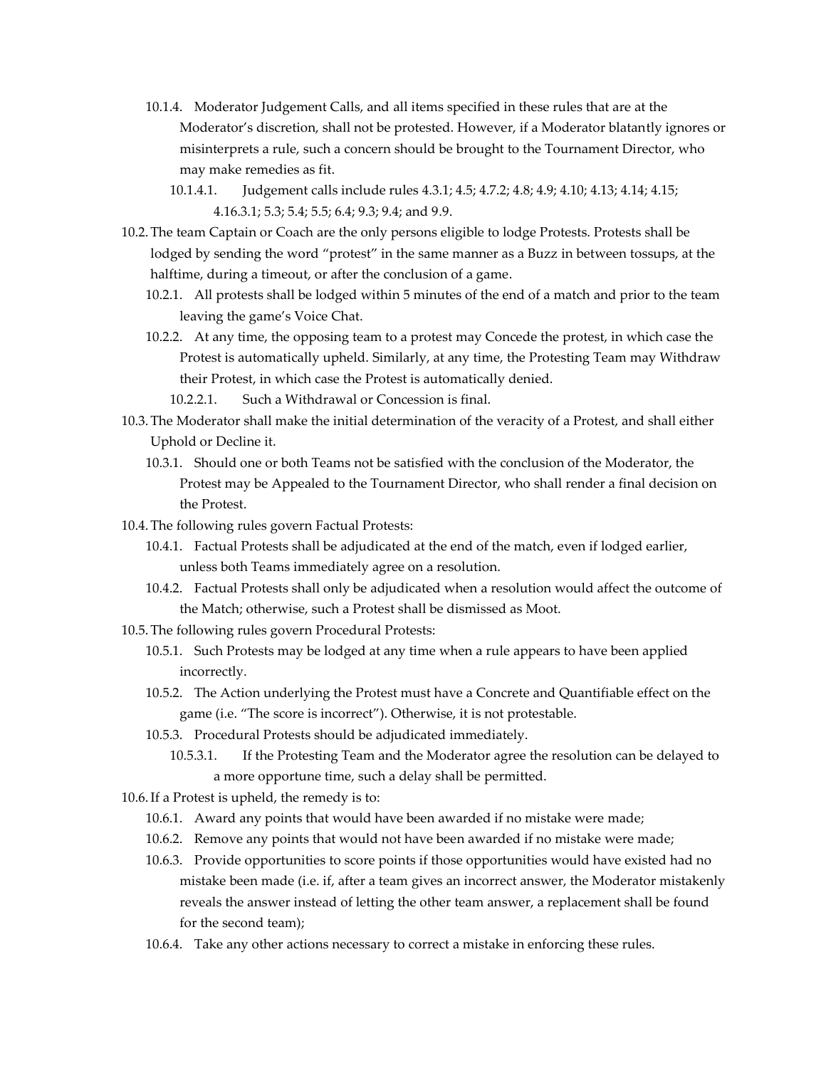- 10.1.4. Moderator Judgement Calls, and all items specified in these rules that are at the Moderator's discretion, shall not be protested. However, if a Moderator blatantly ignores or misinterprets a rule, such a concern should be brought to the Tournament Director, who may make remedies as fit.
  - 10.1.4.1. Judgement calls include rules 4.3.1; 4.5; 4.7.2; 4.8; 4.9; 4.10; 4.13; 4.14; 4.15; 4.16.3.1; 5.3; 5.4; 5.5; 6.4; 9.3; 9.4; and 9.9.

10.2. The team Captain or Coach are the only persons eligible to lodge Protests. Protests shall be lodged by sending the word "protest" in the same manner as a Buzz in between tossups, at the halftime, during a timeout, or after the conclusion of a game.

- 10.2.1. All protests shall be lodged within 5 minutes of the end of a match and prior to the team leaving the game's Voice Chat.
- 10.2.2. At any time, the opposing team to a protest may Concede the protest, in which case the Protest is automatically upheld. Similarly, at any time, the Protesting Team may Withdraw their Protest, in which case the Protest is automatically denied.
  - 10.2.2.1. Such a Withdrawal or Concession is final.

10.3. The Moderator shall make the initial determination of the veracity of a Protest, and shall either Uphold or Decline it.

- 10.3.1. Should one or both Teams not be satisfied with the conclusion of the Moderator, the Protest may be Appealed to the Tournament Director, who shall render a final decision on the Protest.

10.4. The following rules govern Factual Protests:

- 10.4.1. Factual Protests shall be adjudicated at the end of the match, even if lodged earlier, unless both Teams immediately agree on a resolution.
- 10.4.2. Factual Protests shall only be adjudicated when a resolution would affect the outcome of the Match; otherwise, such a Protest shall be dismissed as Moot.

10.5. The following rules govern Procedural Protests:

- 10.5.1. Such Protests may be lodged at any time when a rule appears to have been applied incorrectly.
- 10.5.2. The Action underlying the Protest must have a Concrete and Quantifiable effect on the game (i.e. "The score is incorrect"). Otherwise, it is not protestable.
- 10.5.3. Procedural Protests should be adjudicated immediately.
  - 10.5.3.1. If the Protesting Team and the Moderator agree the resolution can be delayed to a more opportune time, such a delay shall be permitted.

10.6. If a Protest is upheld, the remedy is to:

- 10.6.1. Award any points that would have been awarded if no mistake were made;
- 10.6.2. Remove any points that would not have been awarded if no mistake were made;
- 10.6.3. Provide opportunities to score points if those opportunities would have existed had no mistake been made (i.e. if, after a team gives an incorrect answer, the Moderator mistakenly reveals the answer instead of letting the other team answer, a replacement shall be found for the second team);
- 10.6.4. Take any other actions necessary to correct a mistake in enforcing these rules.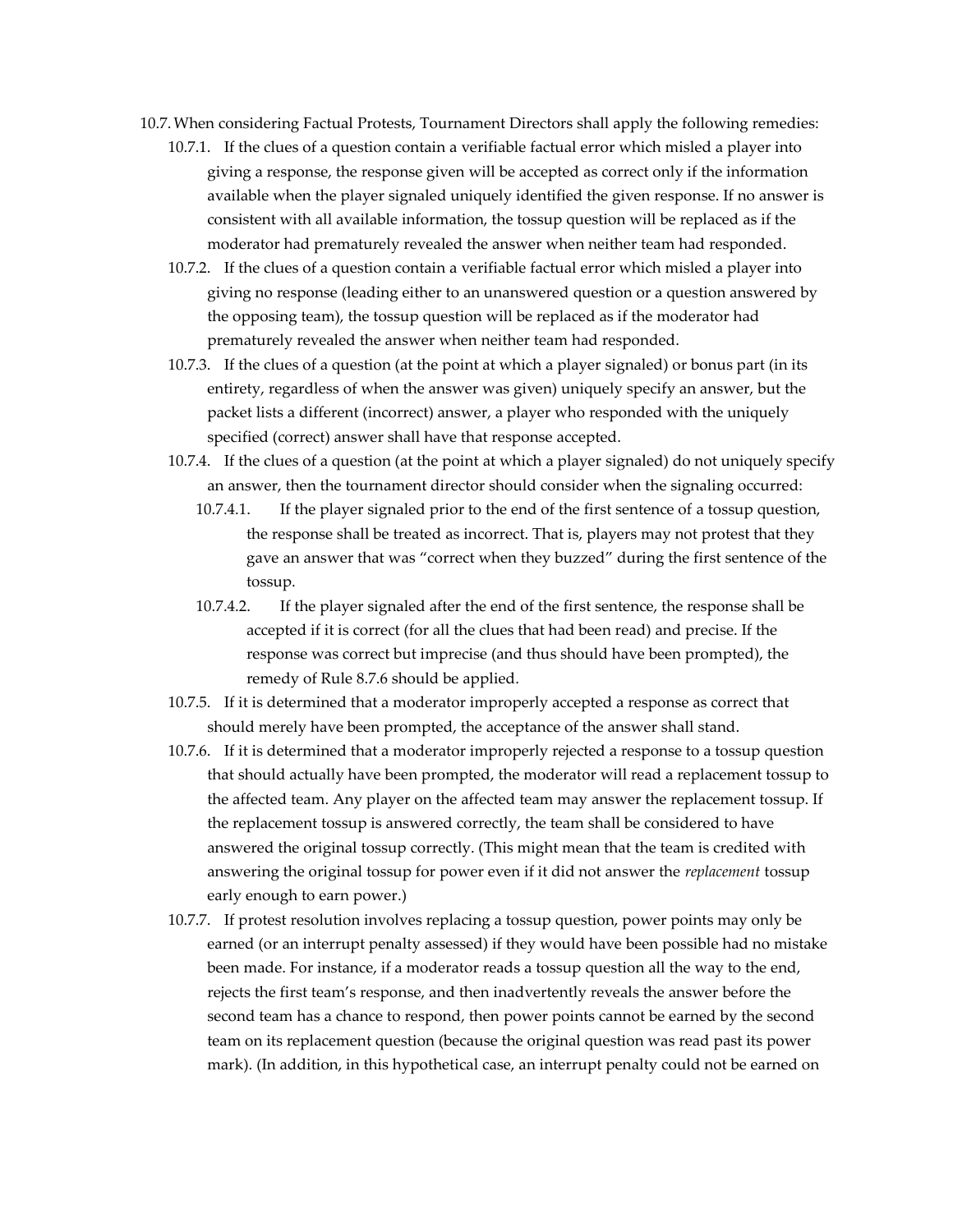10.7. When considering Factual Protests, Tournament Directors shall apply the following remedies:

- 10.7.1. If the clues of a question contain a verifiable factual error which misled a player into giving a response, the response given will be accepted as correct only if the information available when the player signaled uniquely identified the given response. If no answer is consistent with all available information, the tossup question will be replaced as if the moderator had prematurely revealed the answer when neither team had responded.
- 10.7.2. If the clues of a question contain a verifiable factual error which misled a player into giving no response (leading either to an unanswered question or a question answered by the opposing team), the tossup question will be replaced as if the moderator had prematurely revealed the answer when neither team had responded.
- 10.7.3. If the clues of a question (at the point at which a player signaled) or bonus part (in its entirety, regardless of when the answer was given) uniquely specify an answer, but the packet lists a different (incorrect) answer, a player who responded with the uniquely specified (correct) answer shall have that response accepted.
- 10.7.4. If the clues of a question (at the point at which a player signaled) do not uniquely specify an answer, then the tournament director should consider when the signaling occurred:
  - 10.7.4.1. If the player signaled prior to the end of the first sentence of a tossup question, the response shall be treated as incorrect. That is, players may not protest that they gave an answer that was "correct when they buzzed" during the first sentence of the tossup.
  - 10.7.4.2. If the player signaled after the end of the first sentence, the response shall be accepted if it is correct (for all the clues that had been read) and precise. If the response was correct but imprecise (and thus should have been prompted), the remedy of Rule 8.7.6 should be applied.
- 10.7.5. If it is determined that a moderator improperly accepted a response as correct that should merely have been prompted, the acceptance of the answer shall stand.
- 10.7.6. If it is determined that a moderator improperly rejected a response to a tossup question that should actually have been prompted, the moderator will read a replacement tossup to the affected team. Any player on the affected team may answer the replacement tossup. If the replacement tossup is answered correctly, the team shall be considered to have answered the original tossup correctly. (This might mean that the team is credited with answering the original tossup for power even if it did not answer the *replacement* tossup early enough to earn power.)
- 10.7.7. If protest resolution involves replacing a tossup question, power points may only be earned (or an interrupt penalty assessed) if they would have been possible had no mistake been made. For instance, if a moderator reads a tossup question all the way to the end, rejects the first team's response, and then inadvertently reveals the answer before the second team has a chance to respond, then power points cannot be earned by the second team on its replacement question (because the original question was read past its power mark). (In addition, in this hypothetical case, an interrupt penalty could not be earned on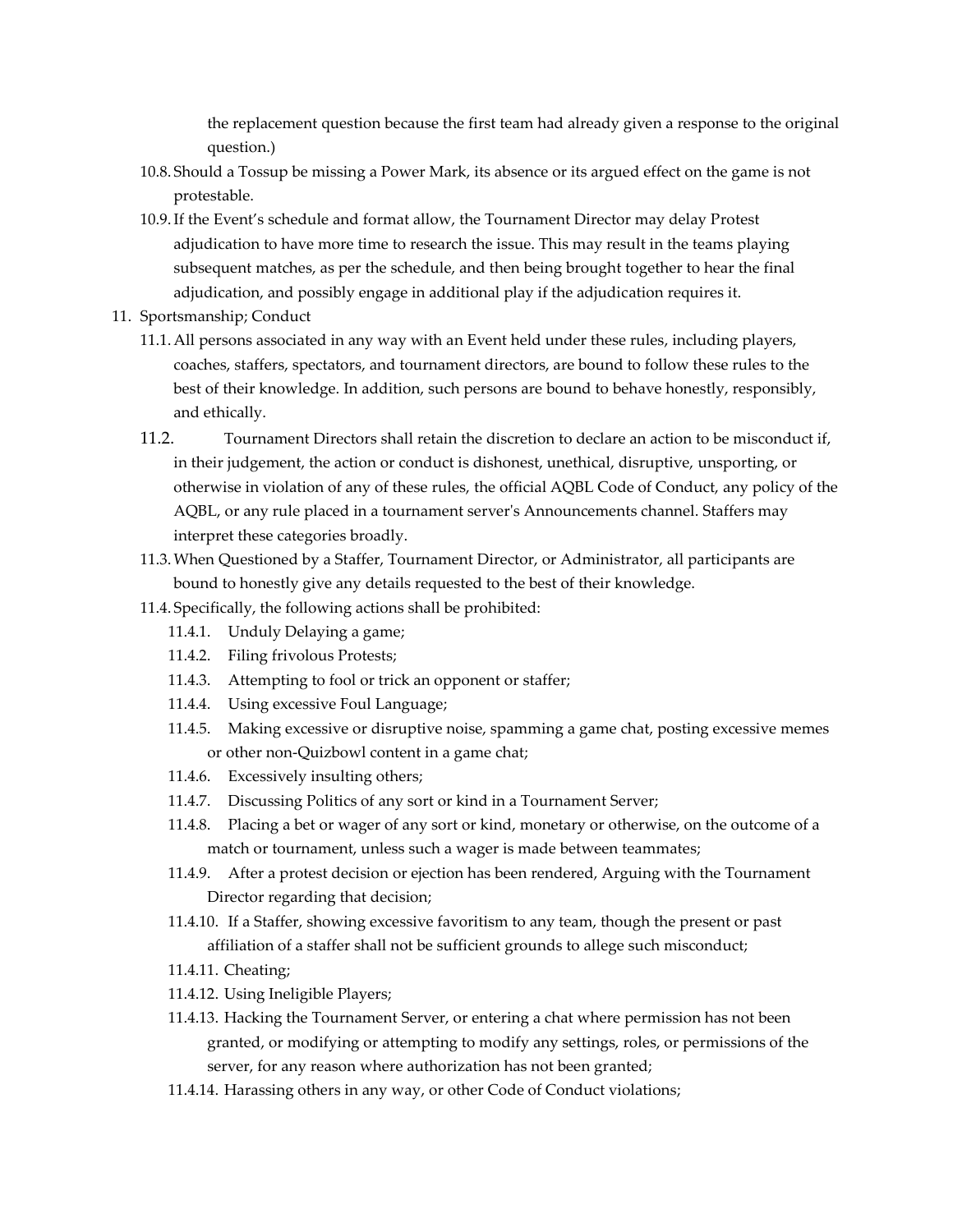the replacement question because the first team had already given a response to the original question.)

- 10.8. Should a Tossup be missing a Power Mark, its absence or its argued effect on the game is not protestable.
- 10.9. If the Event's schedule and format allow, the Tournament Director may delay Protest adjudication to have more time to research the issue. This may result in the teams playing subsequent matches, as per the schedule, and then being brought together to hear the final adjudication, and possibly engage in additional play if the adjudication requires it.

11. Sportsmanship; Conduct

- 11.1. All persons associated in any way with an Event held under these rules, including players, coaches, staffers, spectators, and tournament directors, are bound to follow these rules to the best of their knowledge. In addition, such persons are bound to behave honestly, responsibly, and ethically.
- 11.2. Tournament Directors shall retain the discretion to declare an action to be misconduct if, in their judgement, the action or conduct is dishonest, unethical, disruptive, unsporting, or otherwise in violation of any of these rules, the official AQBL Code of Conduct, any policy of the AQBL, or any rule placed in a tournament server's Announcements channel. Staffers may interpret these categories broadly.
- 11.3. When Questioned by a Staffer, Tournament Director, or Administrator, all participants are bound to honestly give any details requested to the best of their knowledge.
- 11.4. Specifically, the following actions shall be prohibited:
  - 11.4.1. Unduly Delaying a game;
  - 11.4.2. Filing frivolous Protests;
  - 11.4.3. Attempting to fool or trick an opponent or staffer;
  - 11.4.4. Using excessive Foul Language;
  - 11.4.5. Making excessive or disruptive noise, spamming a game chat, posting excessive memes or other non-Quizbowl content in a game chat;
  - 11.4.6. Excessively insulting others;
  - 11.4.7. Discussing Politics of any sort or kind in a Tournament Server;
  - 11.4.8. Placing a bet or wager of any sort or kind, monetary or otherwise, on the outcome of a match or tournament, unless such a wager is made between teammates;
  - 11.4.9. After a protest decision or ejection has been rendered, Arguing with the Tournament Director regarding that decision;
  - 11.4.10. If a Staffer, showing excessive favoritism to any team, though the present or past affiliation of a staffer shall not be sufficient grounds to allege such misconduct;
  - 11.4.11. Cheating;
  - 11.4.12. Using Ineligible Players;
  - 11.4.13. Hacking the Tournament Server, or entering a chat where permission has not been granted, or modifying or attempting to modify any settings, roles, or permissions of the server, for any reason where authorization has not been granted;
  - 11.4.14. Harassing others in any way, or other Code of Conduct violations;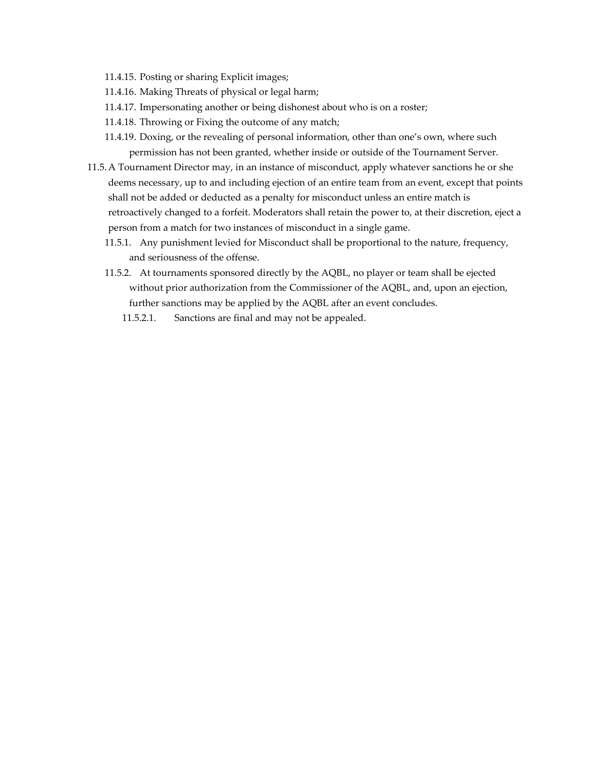- 11.4.15. Posting or sharing Explicit images;
- 11.4.16. Making Threats of physical or legal harm;
- 11.4.17. Impersonating another or being dishonest about who is on a roster;
- 11.4.18. Throwing or Fixing the outcome of any match;
- 11.4.19. Doxing, or the revealing of personal information, other than one's own, where such permission has not been granted, whether inside or outside of the Tournament Server.

11.5. A Tournament Director may, in an instance of misconduct, apply whatever sanctions he or she deems necessary, up to and including ejection of an entire team from an event, except that points shall not be added or deducted as a penalty for misconduct unless an entire match is retroactively changed to a forfeit. Moderators shall retain the power to, at their discretion, eject a person from a match for two instances of misconduct in a single game.

- 11.5.1. Any punishment levied for Misconduct shall be proportional to the nature, frequency, and seriousness of the offense.
- 11.5.2. At tournaments sponsored directly by the AQBL, no player or team shall be ejected without prior authorization from the Commissioner of the AQBL, and, upon an ejection, further sanctions may be applied by the AQBL after an event concludes.
  - 11.5.2.1. Sanctions are final and may not be appealed.